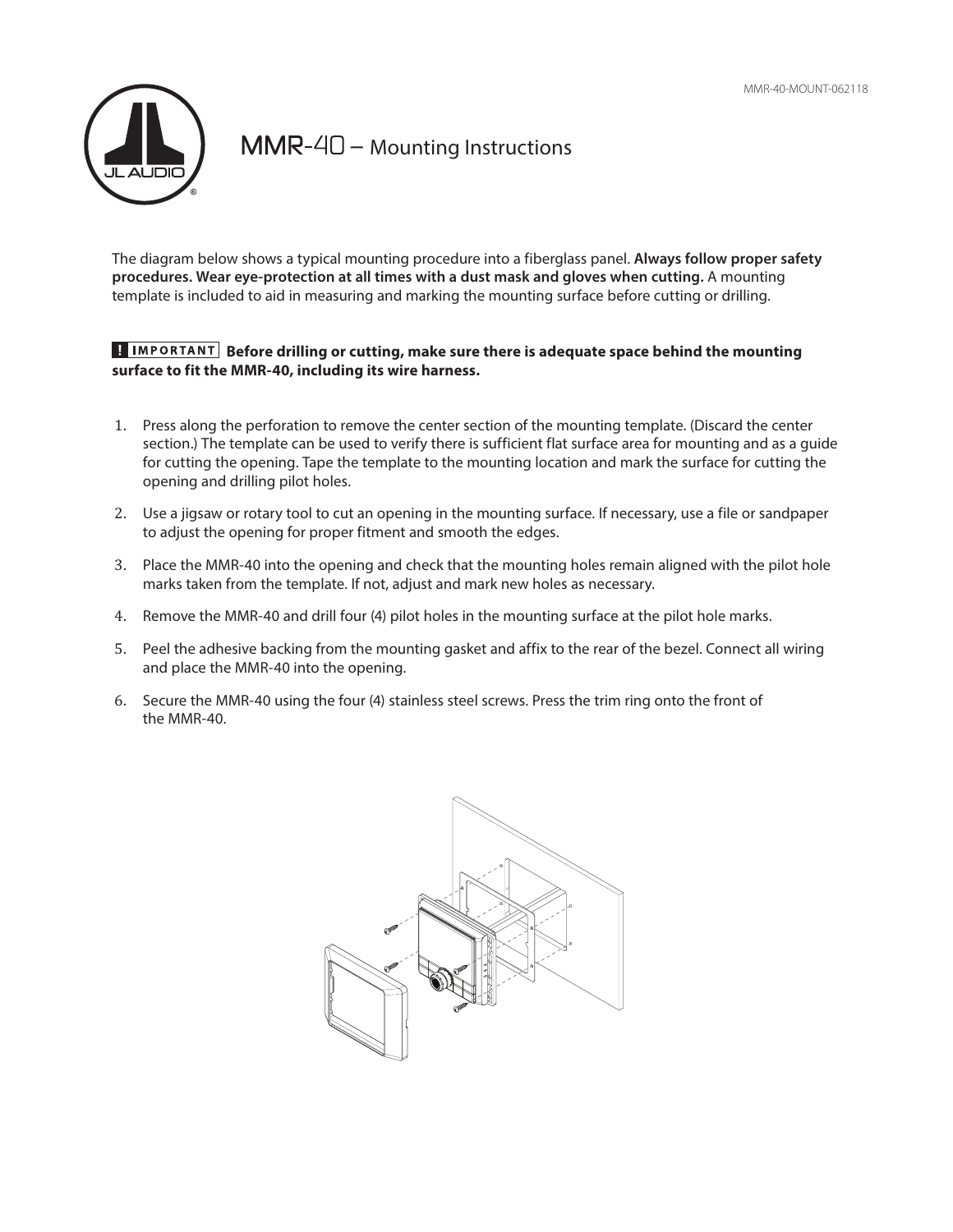MMR-40-MOUNT-062118

# MMR-40 – Mounting Instructions

The diagram below shows a typical mounting procedure into a fiberglass panel. **Always follow proper safety procedures. Wear eye-protection at all times with a dust mask and gloves when cutting.** A mounting template is included to aid in measuring and marking the mounting surface before cutting or drilling.

**! IMPORTANT Before drilling or cutting, make sure there is adequate space behind the mounting surface to fit the MMR-40, including its wire harness.**

1. Press along the perforation to remove the center section of the mounting template. (Discard the center section.) The template can be used to verify there is sufficient flat surface area for mounting and as a guide for cutting the opening. Tape the template to the mounting location and mark the surface for cutting the opening and drilling pilot holes.
2. Use a jigsaw or rotary tool to cut an opening in the mounting surface. If necessary, use a file or sandpaper to adjust the opening for proper fitment and smooth the edges.
3. Place the MMR-40 into the opening and check that the mounting holes remain aligned with the pilot hole marks taken from the template. If not, adjust and mark new holes as necessary.
4. Remove the MMR-40 and drill four (4) pilot holes in the mounting surface at the pilot hole marks.
5. Peel the adhesive backing from the mounting gasket and affix to the rear of the bezel. Connect all wiring and place the MMR-40 into the opening.
6. Secure the MMR-40 using the four (4) stainless steel screws. Press the trim ring onto the front of the MMR-40.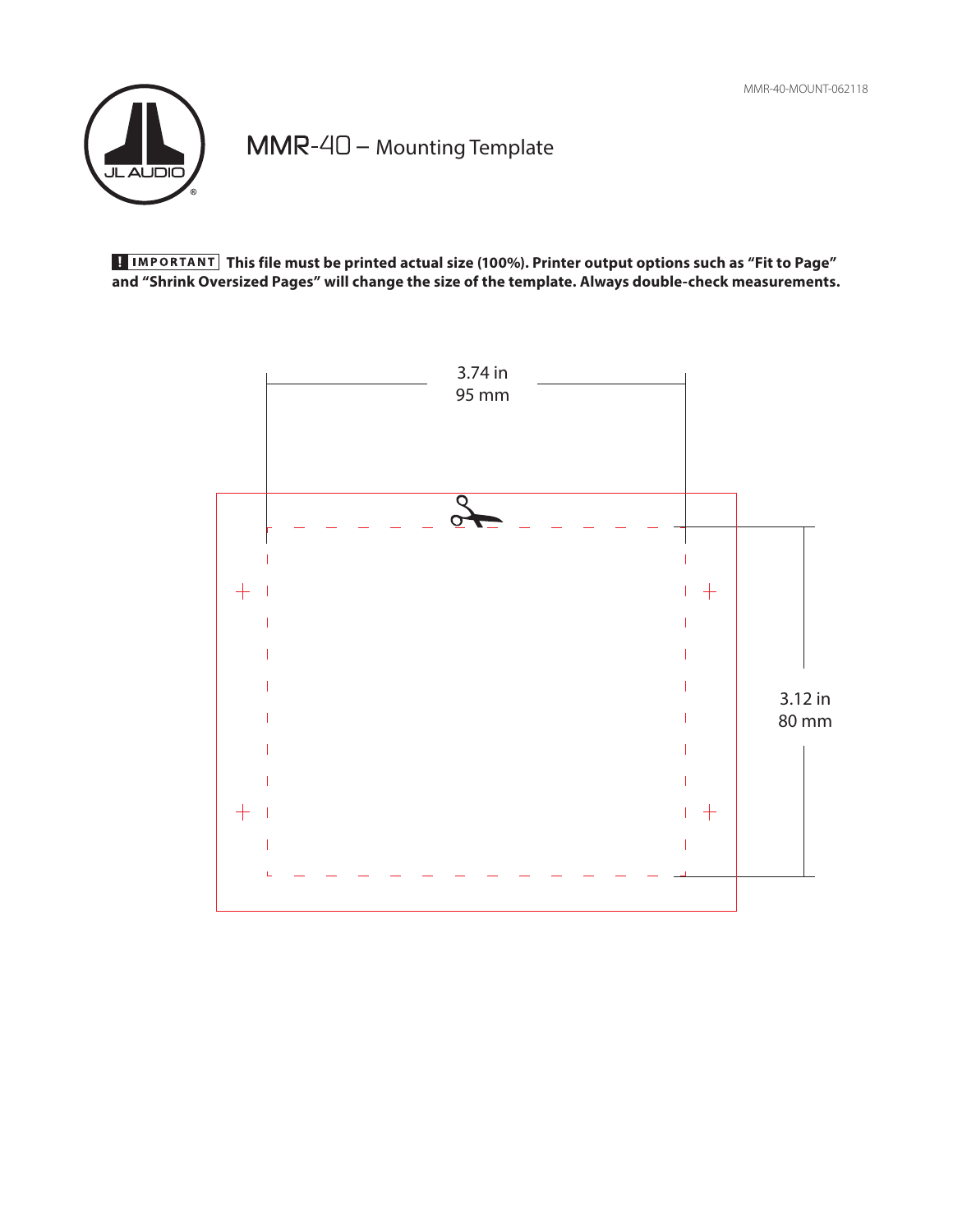MMR-40-MOUNT-062118

# MMR-40 – Mounting Template

**! IMPORTANT This file must be printed actual size (100%). Printer output options such as “Fit to Page” and “Shrink Oversized Pages” will change the size of the template. Always double-check measurements.**

3.74 in
95 mm

3.12 in
80 mm